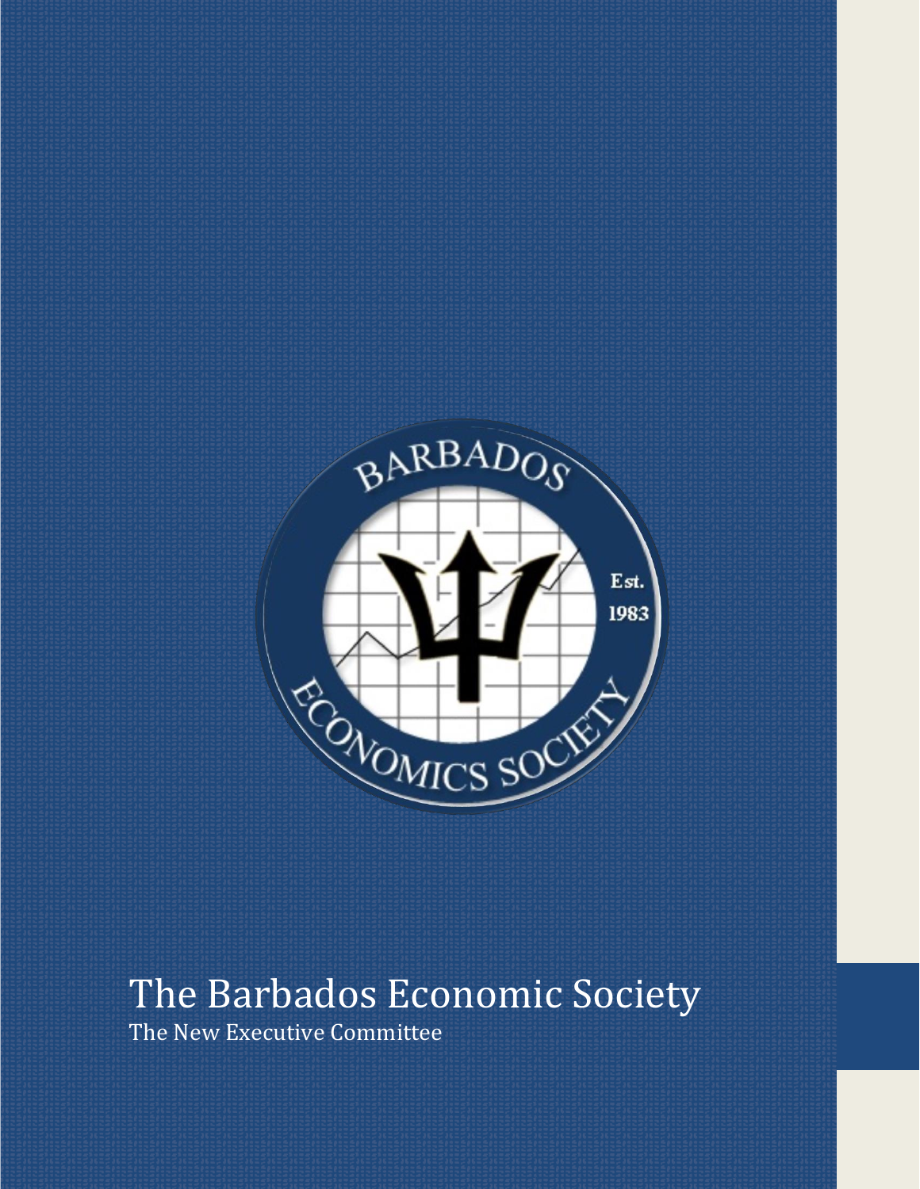# The Barbados Economic Society

The New Executive Committee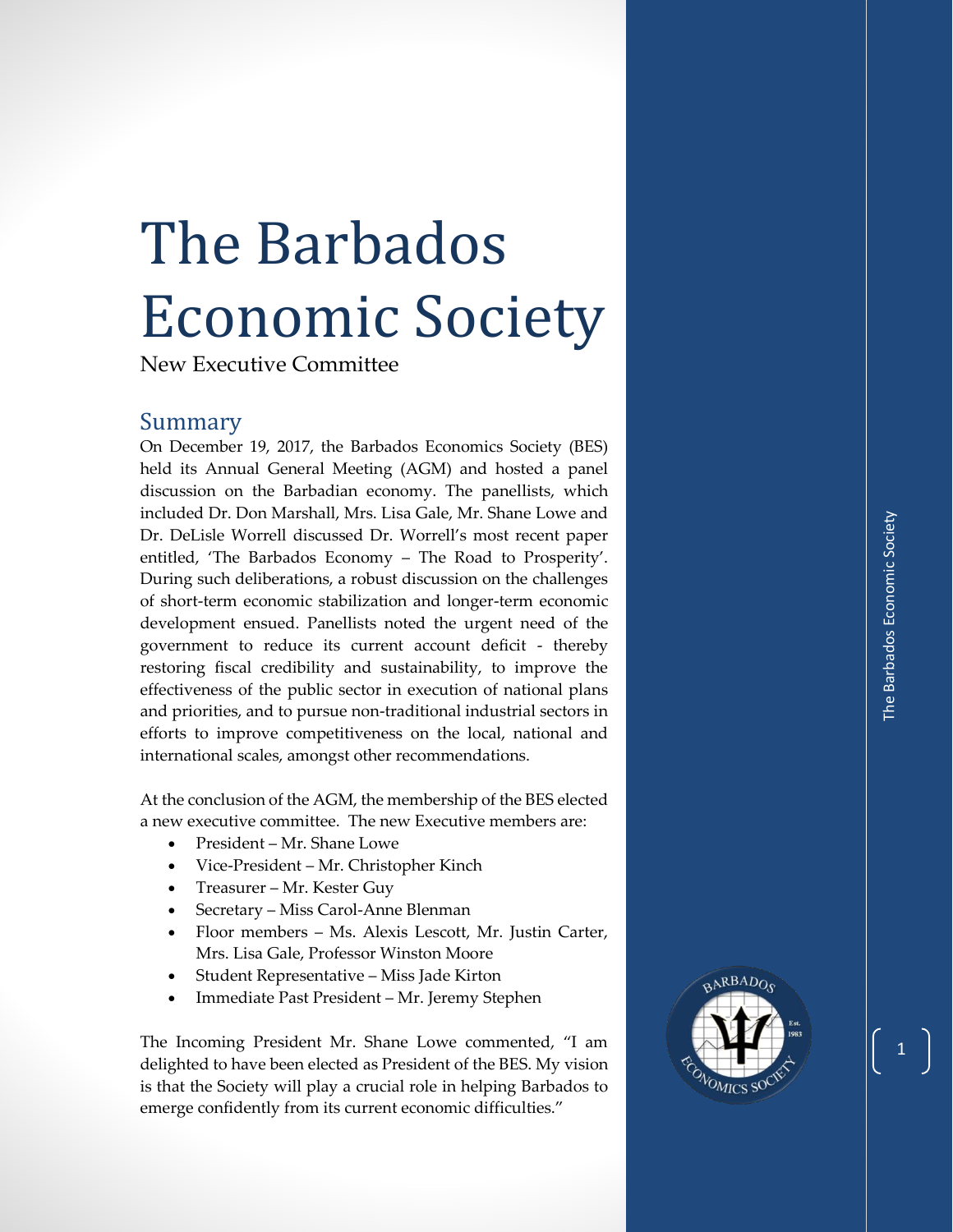# The Barbados Economic Society

New Executive Committee

## Summary

On December 19, 2017, the Barbados Economics Society (BES) held its Annual General Meeting (AGM) and hosted a panel discussion on the Barbadian economy. The panellists, which included Dr. Don Marshall, Mrs. Lisa Gale, Mr. Shane Lowe and Dr. DeLisle Worrell discussed Dr. Worrell's most recent paper entitled, 'The Barbados Economy – The Road to Prosperity'. During such deliberations, a robust discussion on the challenges of short-term economic stabilization and longer-term economic development ensued. Panellists noted the urgent need of the government to reduce its current account deficit - thereby restoring fiscal credibility and sustainability, to improve the effectiveness of the public sector in execution of national plans and priorities, and to pursue non-traditional industrial sectors in efforts to improve competitiveness on the local, national and international scales, amongst other recommendations.

At the conclusion of the AGM, the membership of the BES elected a new executive committee. The new Executive members are:

- President – Mr. Shane Lowe
- Vice-President – Mr. Christopher Kinch
- Treasurer – Mr. Kester Guy
- Secretary – Miss Carol-Anne Blenman
- Floor members – Ms. Alexis Lescott, Mr. Justin Carter, Mrs. Lisa Gale, Professor Winston Moore
- Student Representative – Miss Jade Kirton
- Immediate Past President – Mr. Jeremy Stephen

The Incoming President Mr. Shane Lowe commented, "I am delighted to have been elected as President of the BES. My vision is that the Society will play a crucial role in helping Barbados to emerge confidently from its current economic difficulties."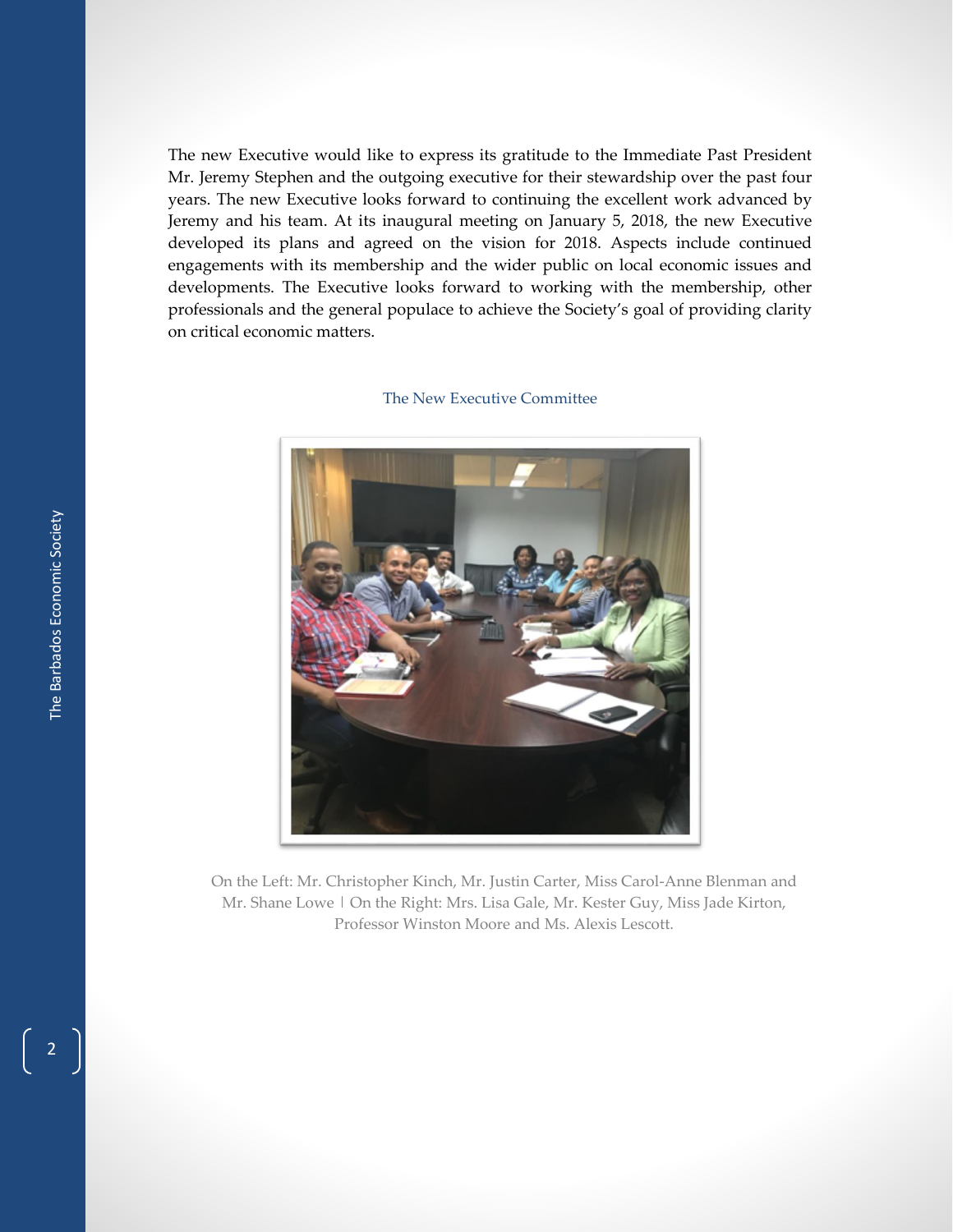The new Executive would like to express its gratitude to the Immediate Past President Mr. Jeremy Stephen and the outgoing executive for their stewardship over the past four years. The new Executive looks forward to continuing the excellent work advanced by Jeremy and his team. At its inaugural meeting on January 5, 2018, the new Executive developed its plans and agreed on the vision for 2018. Aspects include continued engagements with its membership and the wider public on local economic issues and developments. The Executive looks forward to working with the membership, other professionals and the general populace to achieve the Society's goal of providing clarity on critical economic matters.

The New Executive Committee

On the Left: Mr. Christopher Kinch, Mr. Justin Carter, Miss Carol-Anne Blenman and Mr. Shane Lowe | On the Right: Mrs. Lisa Gale, Mr. Kester Guy, Miss Jade Kirton, Professor Winston Moore and Ms. Alexis Lescott.